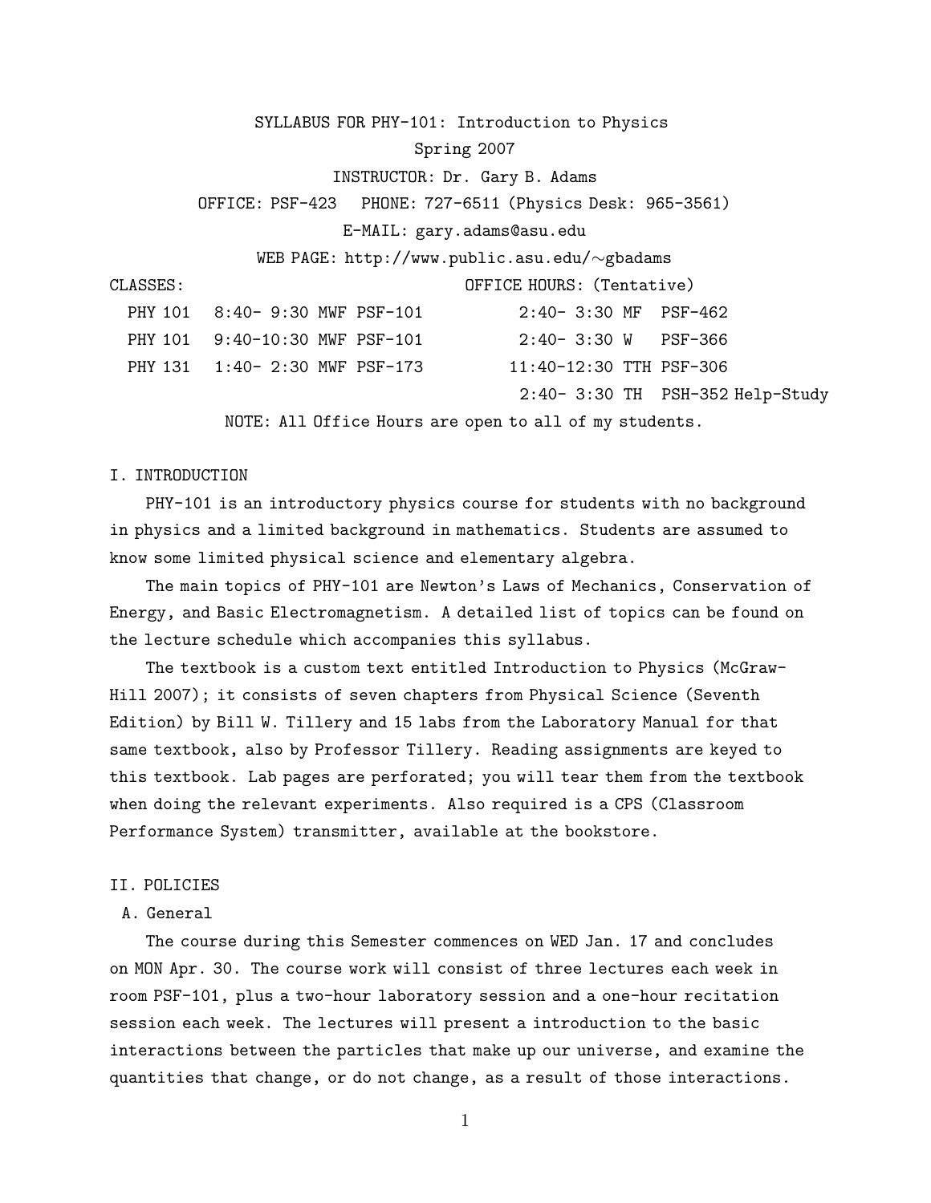# SYLLABUS FOR PHY-101: Introduction to Physics

Spring 2007

INSTRUCTOR: Dr. Gary B. Adams

OFFICE: PSF-423 PHONE: 727-6511 (Physics Desk: 965-3561)

E-MAIL: gary.adams@asu.edu

WEB PAGE: http://www.public.asu.edu/~gbadams

| CLASSES: | | | | OFFICE HOURS: (Tentative) | | |
|---|---|---|---|---|---|---|
| PHY 101 | 8:40- 9:30 | MWF | PSF-101 | 2:40- 3:30 | MF | PSF-462 |
| PHY 101 | 9:40-10:30 | MWF | PSF-101 | 2:40- 3:30 | W | PSF-366 |
| PHY 131 | 1:40- 2:30 | MWF | PSF-173 | 11:40-12:30 | TTH | PSF-306 |
| | | | | 2:40- 3:30 | TH | PSH-352 Help-Study |

NOTE: All Office Hours are open to all of my students.

## I. INTRODUCTION

PHY-101 is an introductory physics course for students with no background in physics and a limited background in mathematics. Students are assumed to know some limited physical science and elementary algebra.

The main topics of PHY-101 are Newton's Laws of Mechanics, Conservation of Energy, and Basic Electromagnetism. A detailed list of topics can be found on the lecture schedule which accompanies this syllabus.

The textbook is a custom text entitled Introduction to Physics (McGraw-Hill 2007); it consists of seven chapters from Physical Science (Seventh Edition) by Bill W. Tillery and 15 labs from the Laboratory Manual for that same textbook, also by Professor Tillery. Reading assignments are keyed to this textbook. Lab pages are perforated; you will tear them from the textbook when doing the relevant experiments. Also required is a CPS (Classroom Performance System) transmitter, available at the bookstore.

## II. POLICIES

### A. General

The course during this Semester commences on WED Jan. 17 and concludes on MON Apr. 30. The course work will consist of three lectures each week in room PSF-101, plus a two-hour laboratory session and a one-hour recitation session each week. The lectures will present a introduction to the basic interactions between the particles that make up our universe, and examine the quantities that change, or do not change, as a result of those interactions.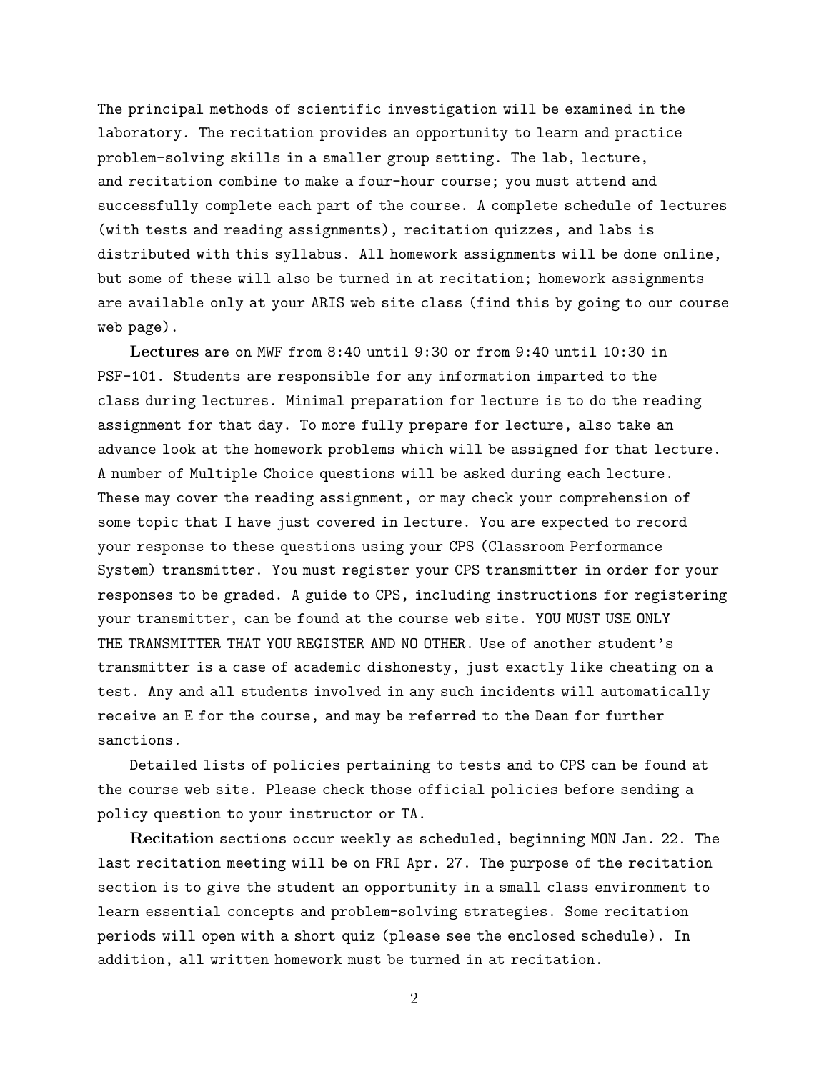The principal methods of scientific investigation will be examined in the laboratory. The recitation provides an opportunity to learn and practice problem-solving skills in a smaller group setting. The lab, lecture, and recitation combine to make a four-hour course; you must attend and successfully complete each part of the course. A complete schedule of lectures (with tests and reading assignments), recitation quizzes, and labs is distributed with this syllabus. All homework assignments will be done online, but some of these will also be turned in at recitation; homework assignments are available only at your ARIS web site class (find this by going to our course web page).

**Lectures** are on MWF from 8:40 until 9:30 or from 9:40 until 10:30 in PSF-101. Students are responsible for any information imparted to the class during lectures. Minimal preparation for lecture is to do the reading assignment for that day. To more fully prepare for lecture, also take an advance look at the homework problems which will be assigned for that lecture. A number of Multiple Choice questions will be asked during each lecture. These may cover the reading assignment, or may check your comprehension of some topic that I have just covered in lecture. You are expected to record your response to these questions using your CPS (Classroom Performance System) transmitter. You must register your CPS transmitter in order for your responses to be graded. A guide to CPS, including instructions for registering your transmitter, can be found at the course web site. YOU MUST USE ONLY THE TRANSMITTER THAT YOU REGISTER AND NO OTHER. Use of another student's transmitter is a case of academic dishonesty, just exactly like cheating on a test. Any and all students involved in any such incidents will automatically receive an E for the course, and may be referred to the Dean for further sanctions.

Detailed lists of policies pertaining to tests and to CPS can be found at the course web site. Please check those official policies before sending a policy question to your instructor or TA.

**Recitation** sections occur weekly as scheduled, beginning MON Jan. 22. The last recitation meeting will be on FRI Apr. 27. The purpose of the recitation section is to give the student an opportunity in a small class environment to learn essential concepts and problem-solving strategies. Some recitation periods will open with a short quiz (please see the enclosed schedule). In addition, all written homework must be turned in at recitation.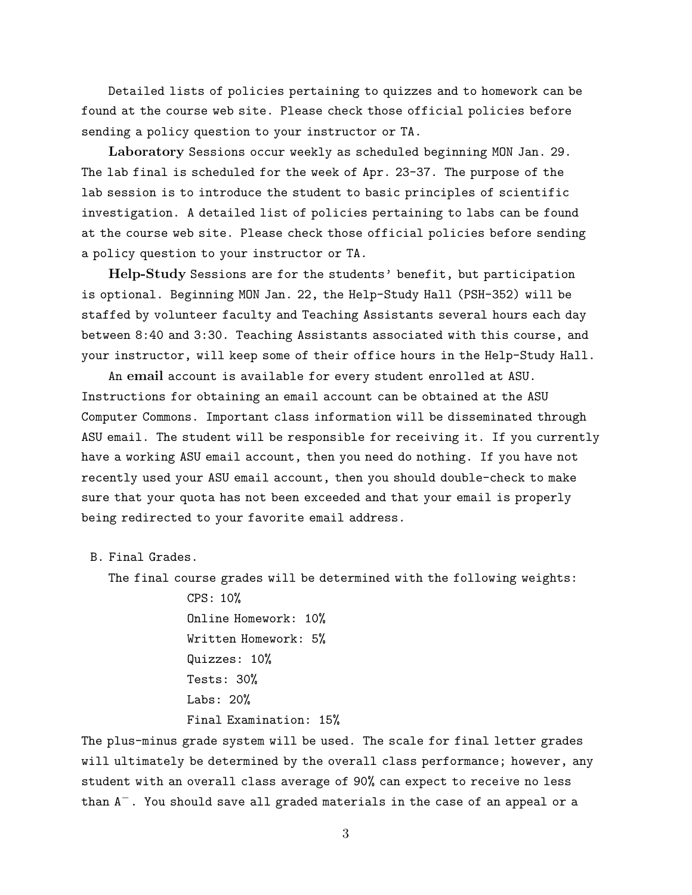Detailed lists of policies pertaining to quizzes and to homework can be found at the course web site. Please check those official policies before sending a policy question to your instructor or TA.

**Laboratory** Sessions occur weekly as scheduled beginning MON Jan. 29. The lab final is scheduled for the week of Apr. 23-37. The purpose of the lab session is to introduce the student to basic principles of scientific investigation. A detailed list of policies pertaining to labs can be found at the course web site. Please check those official policies before sending a policy question to your instructor or TA.

**Help-Study** Sessions are for the students' benefit, but participation is optional. Beginning MON Jan. 22, the Help-Study Hall (PSH-352) will be staffed by volunteer faculty and Teaching Assistants several hours each day between 8:40 and 3:30. Teaching Assistants associated with this course, and your instructor, will keep some of their office hours in the Help-Study Hall.

An **email** account is available for every student enrolled at ASU. Instructions for obtaining an email account can be obtained at the ASU Computer Commons. Important class information will be disseminated through ASU email. The student will be responsible for receiving it. If you currently have a working ASU email account, then you need do nothing. If you have not recently used your ASU email account, then you should double-check to make sure that your quota has not been exceeded and that your email is properly being redirected to your favorite email address.

B. Final Grades.

The final course grades will be determined with the following weights:

- CPS: 10%
- Online Homework: 10%
- Written Homework: 5%
- Quizzes: 10%
- Tests: 30%
- Labs: 20%
- Final Examination: 15%

The plus-minus grade system will be used. The scale for final letter grades will ultimately be determined by the overall class performance; however, any student with an overall class average of 90% can expect to receive no less than $A^-$. You should save all graded materials in the case of an appeal or a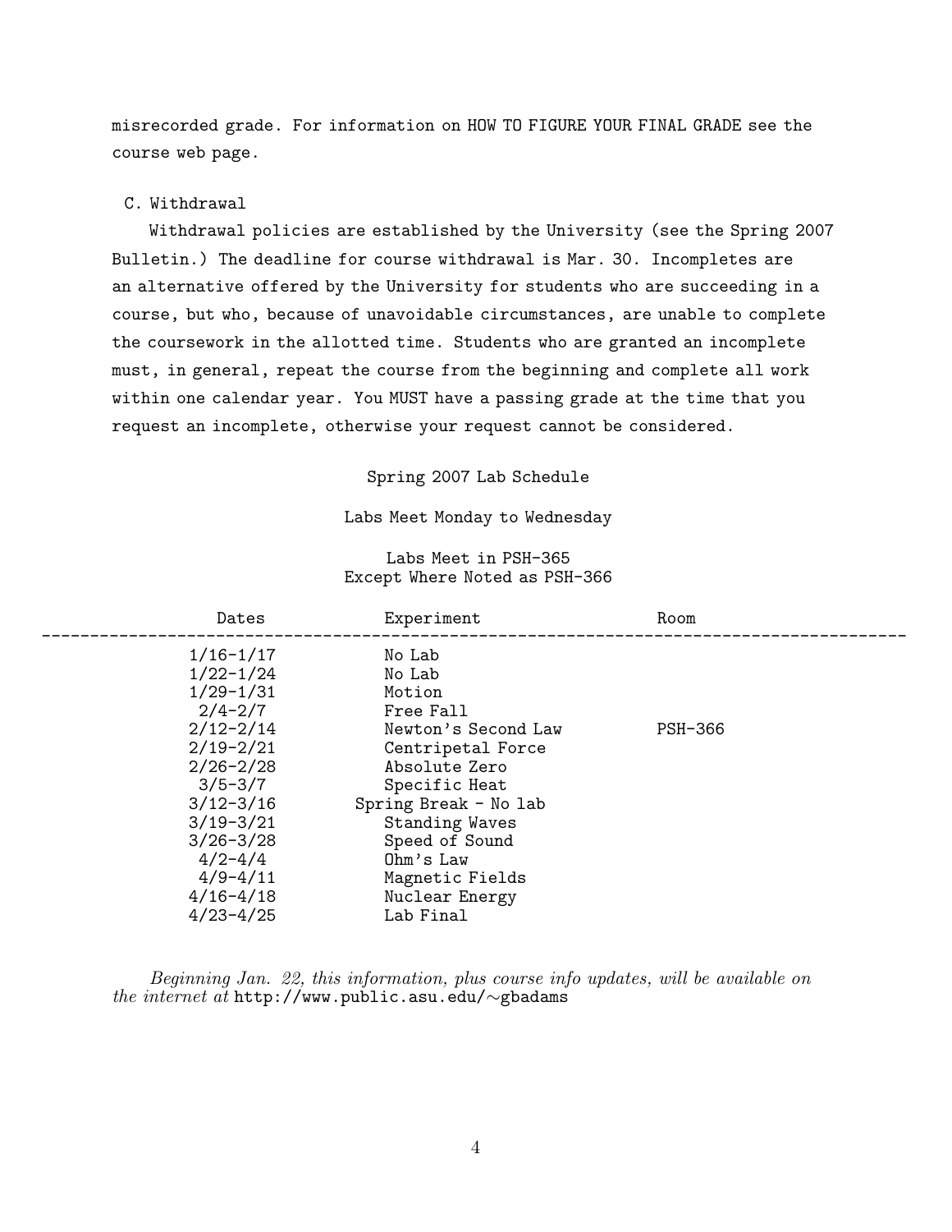misrecorded grade. For information on HOW TO FIGURE YOUR FINAL GRADE see the course web page.

C. Withdrawal

Withdrawal policies are established by the University (see the Spring 2007 Bulletin.) The deadline for course withdrawal is Mar. 30. Incompletes are an alternative offered by the University for students who are succeeding in a course, but who, because of unavoidable circumstances, are unable to complete the coursework in the allotted time. Students who are granted an incomplete must, in general, repeat the course from the beginning and complete all work within one calendar year. You MUST have a passing grade at the time that you request an incomplete, otherwise your request cannot be considered.

Spring 2007 Lab Schedule

Labs Meet Monday to Wednesday

Labs Meet in PSH-365
Except Where Noted as PSH-366

| Dates | Experiment | Room |
|---|---|---|
| 1/16-1/17 | No Lab | |
| 1/22-1/24 | No Lab | |
| 1/29-1/31 | Motion | |
| 2/4-2/7 | Free Fall | |
| 2/12-2/14 | Newton's Second Law | PSH-366 |
| 2/19-2/21 | Centripetal Force | |
| 2/26-2/28 | Absolute Zero | |
| 3/5-3/7 | Specific Heat | |
| 3/12-3/16 | Spring Break - No lab | |
| 3/19-3/21 | Standing Waves | |
| 3/26-3/28 | Speed of Sound | |
| 4/2-4/4 | Ohm's Law | |
| 4/9-4/11 | Magnetic Fields | |
| 4/16-4/18 | Nuclear Energy | |
| 4/23-4/25 | Lab Final | |

*Beginning Jan. 22, this information, plus course info updates, will be available on the internet at* http://www.public.asu.edu/~gbadams